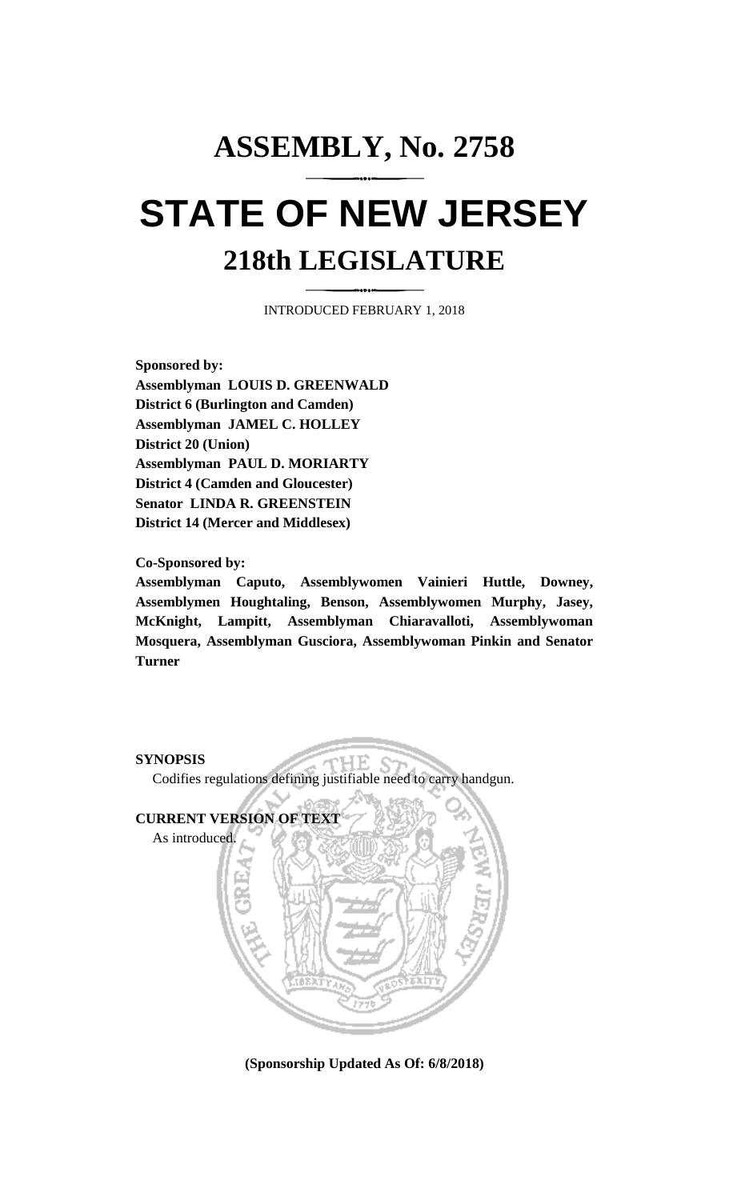# ASSEMBLY, No. 2758

# STATE OF NEW JERSEY

## 218th LEGISLATURE

INTRODUCED FEBRUARY 1, 2018

**Sponsored by:**
**Assemblyman LOUIS D. GREENWALD**
**District 6 (Burlington and Camden)**
**Assemblyman JAMEL C. HOLLEY**
**District 20 (Union)**
**Assemblyman PAUL D. MORIARTY**
**District 4 (Camden and Gloucester)**
**Senator LINDA R. GREENSTEIN**
**District 14 (Mercer and Middlesex)**

**Co-Sponsored by:**
**Assemblyman Caputo, Assemblywomen Vainieri Huttle, Downey, Assemblymen Houghtaling, Benson, Assemblywomen Murphy, Jasey, McKnight, Lampitt, Assemblyman Chiaravalloti, Assemblywoman Mosquera, Assemblyman Gusciora, Assemblywoman Pinkin and Senator Turner**

**SYNOPSIS**

Codifies regulations defining justifiable need to carry handgun.

**CURRENT VERSION OF TEXT**

As introduced.

**(Sponsorship Updated As Of: 6/8/2018)**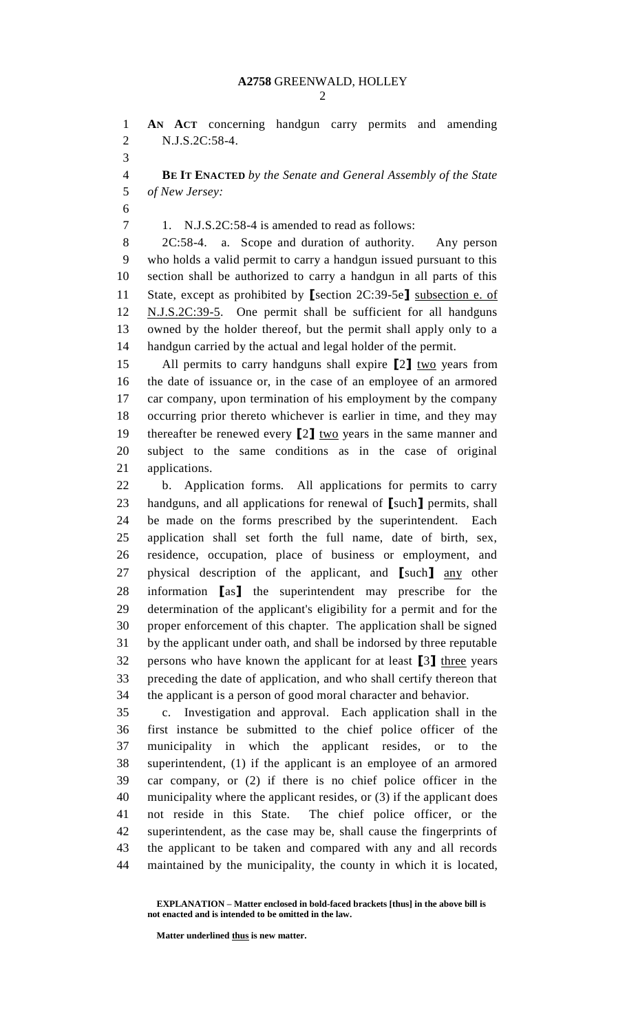**AN ACT** concerning handgun carry permits and amending N.J.S.2C:58-4.

**BE IT ENACTED** *by the Senate and General Assembly of the State of New Jersey:*

1. N.J.S.2C:58-4 is amended to read as follows:

2C:58-4. a. Scope and duration of authority. Any person who holds a valid permit to carry a handgun issued pursuant to this section shall be authorized to carry a handgun in all parts of this State, except as prohibited by **[**section 2C:39-5e**]** <u>subsection e. of N.J.S.2C:39-5</u>. One permit shall be sufficient for all handguns owned by the holder thereof, but the permit shall apply only to a handgun carried by the actual and legal holder of the permit.

All permits to carry handguns shall expire **[**2**]** <u>two</u> years from the date of issuance or, in the case of an employee of an armored car company, upon termination of his employment by the company occurring prior thereto whichever is earlier in time, and they may thereafter be renewed every **[**2**]** <u>two</u> years in the same manner and subject to the same conditions as in the case of original applications.

b. Application forms. All applications for permits to carry handguns, and all applications for renewal of **[**such**]** permits, shall be made on the forms prescribed by the superintendent. Each application shall set forth the full name, date of birth, sex, residence, occupation, place of business or employment, and physical description of the applicant, and **[**such**]** <u>any</u> other information **[**as**]** the superintendent may prescribe for the determination of the applicant's eligibility for a permit and for the proper enforcement of this chapter. The application shall be signed by the applicant under oath, and shall be indorsed by three reputable persons who have known the applicant for at least **[**3**]** <u>three</u> years preceding the date of application, and who shall certify thereon that the applicant is a person of good moral character and behavior.

c. Investigation and approval. Each application shall in the first instance be submitted to the chief police officer of the municipality in which the applicant resides, or to the superintendent, (1) if the applicant is an employee of an armored car company, or (2) if there is no chief police officer in the municipality where the applicant resides, or (3) if the applicant does not reside in this State. The chief police officer, or the superintendent, as the case may be, shall cause the fingerprints of the applicant to be taken and compared with any and all records maintained by the municipality, the county in which it is located,

**EXPLANATION – Matter enclosed in bold-faced brackets [thus] in the above bill is not enacted and is intended to be omitted in the law.**

**Matter underlined <u>thus</u> is new matter.**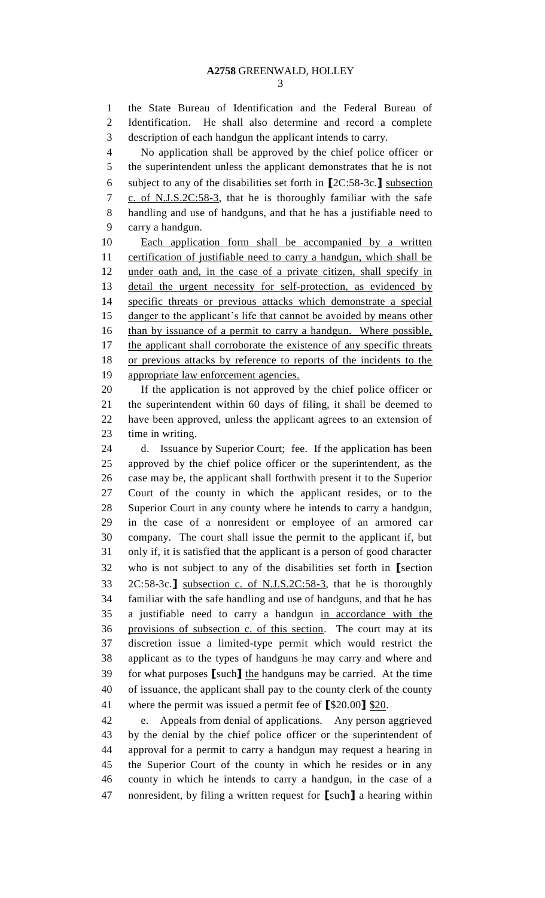the State Bureau of Identification and the Federal Bureau of Identification. He shall also determine and record a complete description of each handgun the applicant intends to carry.

No application shall be approved by the chief police officer or the superintendent unless the applicant demonstrates that he is not subject to any of the disabilities set forth in [2C:58-3c.] <u>subsection c. of N.J.S.2C:58-3</u>, that he is thoroughly familiar with the safe handling and use of handguns, and that he has a justifiable need to carry a handgun.

<u>Each application form shall be accompanied by a written certification of justifiable need to carry a handgun, which shall be under oath and, in the case of a private citizen, shall specify in detail the urgent necessity for self-protection, as evidenced by specific threats or previous attacks which demonstrate a special danger to the applicant's life that cannot be avoided by means other than by issuance of a permit to carry a handgun. Where possible, the applicant shall corroborate the existence of any specific threats or previous attacks by reference to reports of the incidents to the appropriate law enforcement agencies.</u>

If the application is not approved by the chief police officer or the superintendent within 60 days of filing, it shall be deemed to have been approved, unless the applicant agrees to an extension of time in writing.

d. Issuance by Superior Court; fee. If the application has been approved by the chief police officer or the superintendent, as the case may be, the applicant shall forthwith present it to the Superior Court of the county in which the applicant resides, or to the Superior Court in any county where he intends to carry a handgun, in the case of a nonresident or employee of an armored car company. The court shall issue the permit to the applicant if, but only if, it is satisfied that the applicant is a person of good character who is not subject to any of the disabilities set forth in [section 2C:58-3c.] <u>subsection c. of N.J.S.2C:58-3</u>, that he is thoroughly familiar with the safe handling and use of handguns, and that he has a justifiable need to carry a handgun <u>in accordance with the provisions of subsection c. of this section</u>. The court may at its discretion issue a limited-type permit which would restrict the applicant as to the types of handguns he may carry and where and for what purposes [such] <u>the</u> handguns may be carried. At the time of issuance, the applicant shall pay to the county clerk of the county where the permit was issued a permit fee of [$20.00] <u>$20</u>.

e. Appeals from denial of applications. Any person aggrieved by the denial by the chief police officer or the superintendent of approval for a permit to carry a handgun may request a hearing in the Superior Court of the county in which he resides or in any county in which he intends to carry a handgun, in the case of a nonresident, by filing a written request for [such] a hearing within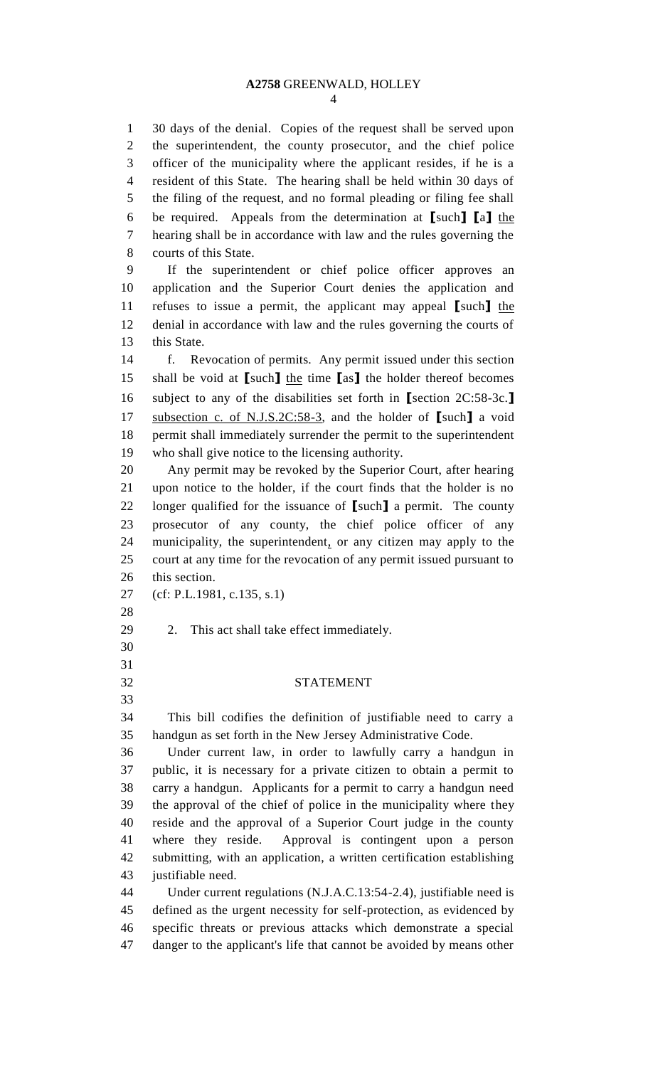30 days of the denial. Copies of the request shall be served upon the superintendent, the county prosecutor, and the chief police officer of the municipality where the applicant resides, if he is a resident of this State. The hearing shall be held within 30 days of the filing of the request, and no formal pleading or filing fee shall be required. Appeals from the determination at [such] [a] the hearing shall be in accordance with law and the rules governing the courts of this State.

If the superintendent or chief police officer approves an application and the Superior Court denies the application and refuses to issue a permit, the applicant may appeal [such] the denial in accordance with law and the rules governing the courts of this State.

f. Revocation of permits. Any permit issued under this section shall be void at [such] the time [as] the holder thereof becomes subject to any of the disabilities set forth in [section 2C:58-3c.] subsection c. of N.J.S.2C:58-3, and the holder of [such] a void permit shall immediately surrender the permit to the superintendent who shall give notice to the licensing authority.

Any permit may be revoked by the Superior Court, after hearing upon notice to the holder, if the court finds that the holder is no longer qualified for the issuance of [such] a permit. The county prosecutor of any county, the chief police officer of any municipality, the superintendent, or any citizen may apply to the court at any time for the revocation of any permit issued pursuant to this section.

(cf: P.L.1981, c.135, s.1)

2. This act shall take effect immediately.

## STATEMENT

This bill codifies the definition of justifiable need to carry a handgun as set forth in the New Jersey Administrative Code.

Under current law, in order to lawfully carry a handgun in public, it is necessary for a private citizen to obtain a permit to carry a handgun. Applicants for a permit to carry a handgun need the approval of the chief of police in the municipality where they reside and the approval of a Superior Court judge in the county where they reside. Approval is contingent upon a person submitting, with an application, a written certification establishing justifiable need.

Under current regulations (N.J.A.C.13:54-2.4), justifiable need is defined as the urgent necessity for self-protection, as evidenced by specific threats or previous attacks which demonstrate a special danger to the applicant's life that cannot be avoided by means other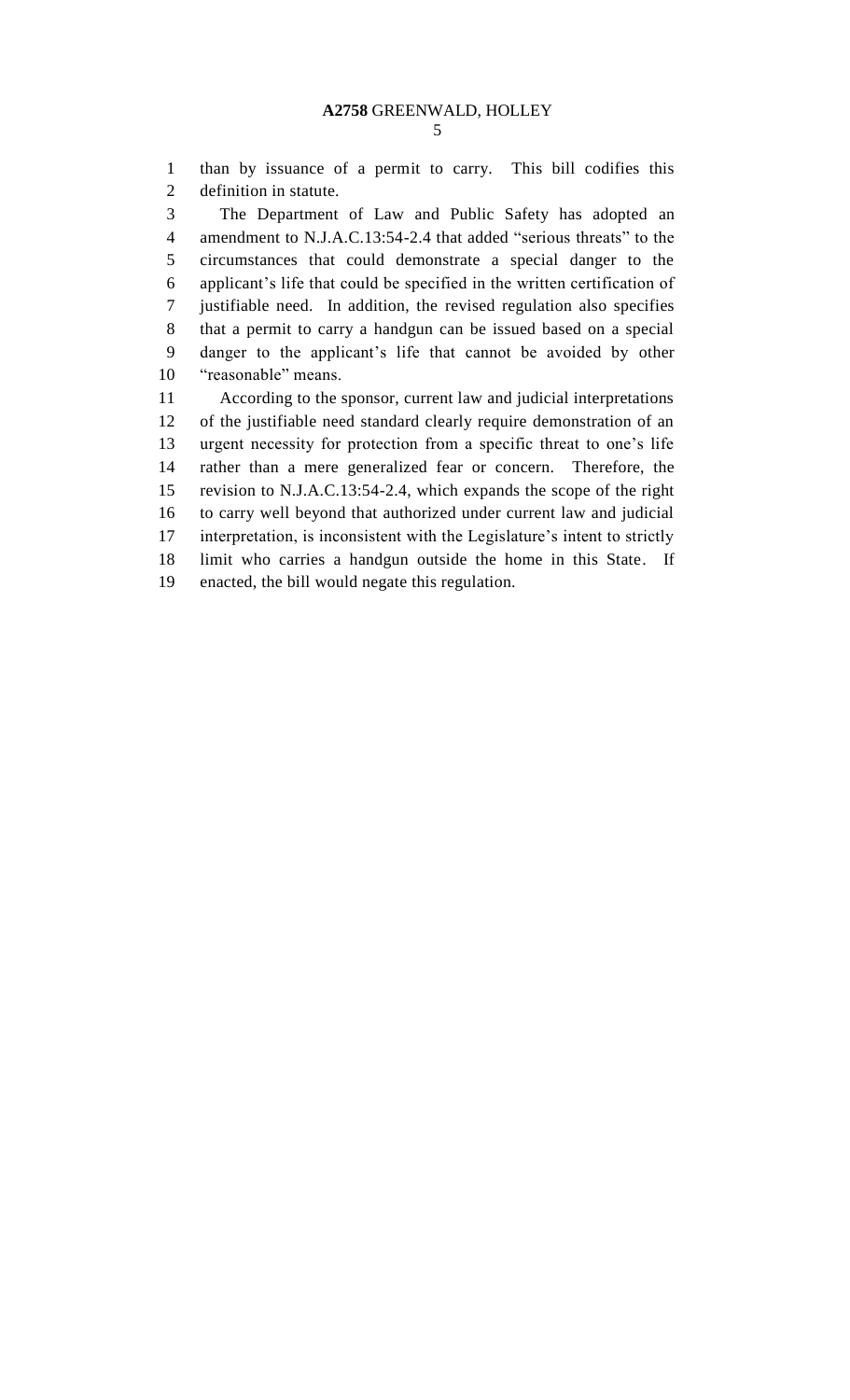than by issuance of a permit to carry. This bill codifies this definition in statute.

The Department of Law and Public Safety has adopted an amendment to N.J.A.C.13:54-2.4 that added "serious threats" to the circumstances that could demonstrate a special danger to the applicant's life that could be specified in the written certification of justifiable need. In addition, the revised regulation also specifies that a permit to carry a handgun can be issued based on a special danger to the applicant's life that cannot be avoided by other "reasonable" means.

According to the sponsor, current law and judicial interpretations of the justifiable need standard clearly require demonstration of an urgent necessity for protection from a specific threat to one's life rather than a mere generalized fear or concern. Therefore, the revision to N.J.A.C.13:54-2.4, which expands the scope of the right to carry well beyond that authorized under current law and judicial interpretation, is inconsistent with the Legislature's intent to strictly limit who carries a handgun outside the home in this State. If enacted, the bill would negate this regulation.